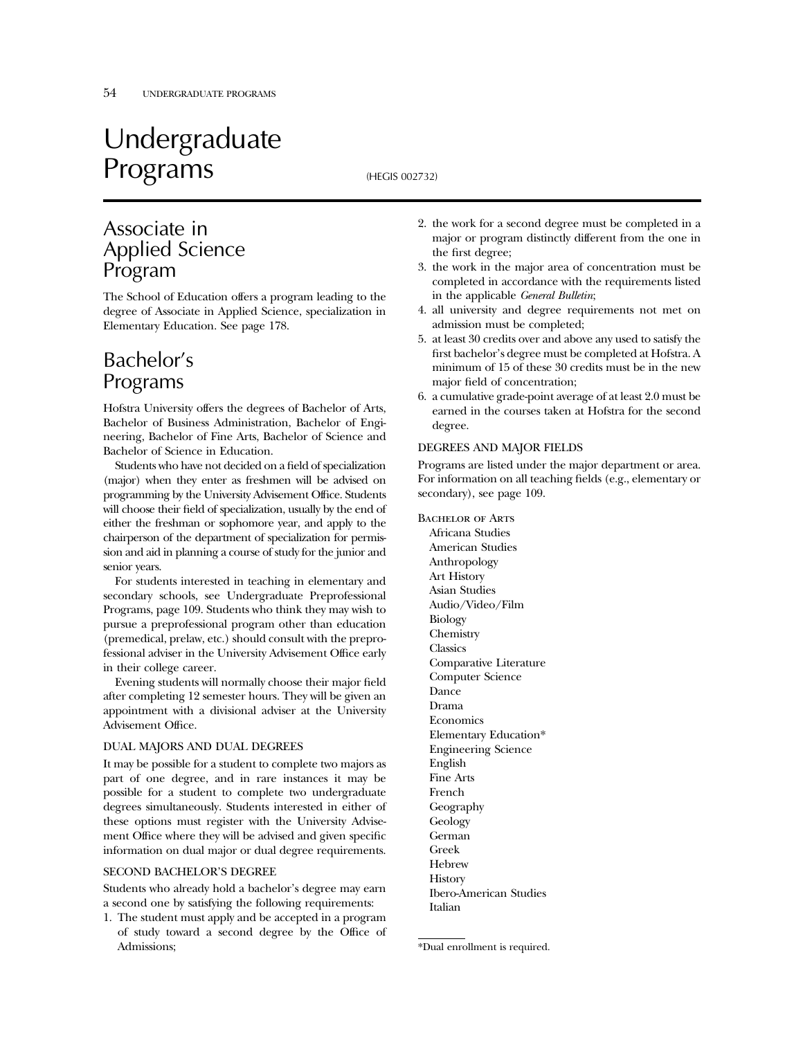# Undergraduate Programs

(HEGIS 002732)

## Associate in Applied Science Program

The School of Education offers a program leading to the degree of Associate in Applied Science, specialization in Elementary Education. See page 178.

## Bachelor's Programs

Hofstra University offers the degrees of Bachelor of Arts, Bachelor of Business Administration, Bachelor of Engineering, Bachelor of Fine Arts, Bachelor of Science and Bachelor of Science in Education.

Students who have not decided on a field of specialization (major) when they enter as freshmen will be advised on programming by the University Advisement Office. Students will choose their field of specialization, usually by the end of either the freshman or sophomore year, and apply to the chairperson of the department of specialization for permission and aid in planning a course of study for the junior and senior years.

For students interested in teaching in elementary and secondary schools, see Undergraduate Preprofessional Programs, page 109. Students who think they may wish to pursue a preprofessional program other than education (premedical, prelaw, etc.) should consult with the preprofessional adviser in the University Advisement Office early in their college career.

Evening students will normally choose their major field after completing 12 semester hours. They will be given an appointment with a divisional adviser at the University Advisement Office.

### DUAL MAJORS AND DUAL DEGREES

It may be possible for a student to complete two majors as part of one degree, and in rare instances it may be possible for a student to complete two undergraduate degrees simultaneously. Students interested in either of these options must register with the University Advisement Office where they will be advised and given specific information on dual major or dual degree requirements.

### SECOND BACHELOR'S DEGREE

Students who already hold a bachelor's degree may earn a second one by satisfying the following requirements:

1. The student must apply and be accepted in a program of study toward a second degree by the Office of Admissions;
2. the work for a second degree must be completed in a major or program distinctly different from the one in the first degree;
3. the work in the major area of concentration must be completed in accordance with the requirements listed in the applicable *General Bulletin*;
4. all university and degree requirements not met on admission must be completed;
5. at least 30 credits over and above any used to satisfy the first bachelor's degree must be completed at Hofstra. A minimum of 15 of these 30 credits must be in the new major field of concentration;
6. a cumulative grade-point average of at least 2.0 must be earned in the courses taken at Hofstra for the second degree.

### DEGREES AND MAJOR FIELDS

Programs are listed under the major department or area. For information on all teaching fields (e.g., elementary or secondary), see page 109.

BACHELOR OF ARTS

- Africana Studies
- American Studies
- Anthropology
- Art History
- Asian Studies
- Audio/Video/Film
- Biology
- Chemistry
- Classics
- Comparative Literature
- Computer Science
- Dance
- Drama
- Economics
- Elementary Education*
- Engineering Science
- English
- Fine Arts
- French
- Geography
- Geology
- German
- Greek
- Hebrew
- History
- Ibero-American Studies
- Italian

*Dual enrollment is required.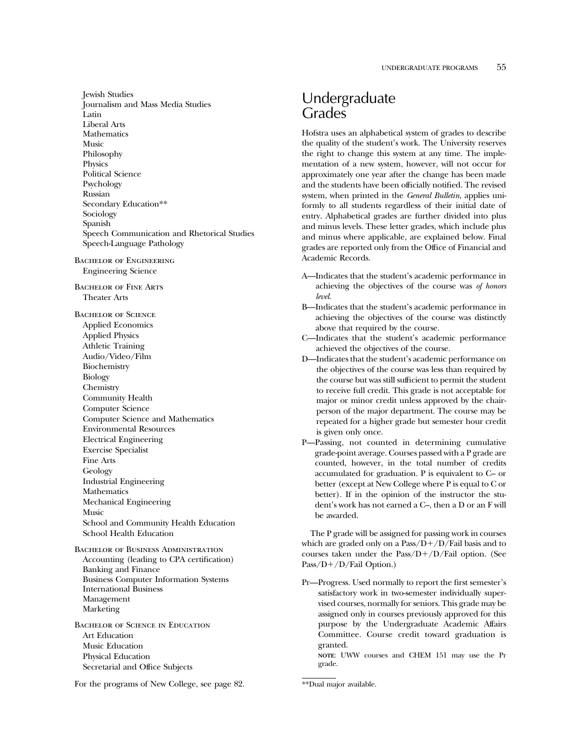Jewish Studies
Journalism and Mass Media Studies
Latin
Liberal Arts
Mathematics
Music
Philosophy
Physics
Political Science
Psychology
Russian
Secondary Education**
Sociology
Spanish
Speech Communication and Rhetorical Studies
Speech-Language Pathology

BACHELOR OF ENGINEERING
Engineering Science

BACHELOR OF FINE ARTS
Theater Arts

BACHELOR OF SCIENCE
Applied Economics
Applied Physics
Athletic Training
Audio/Video/Film
Biochemistry
Biology
Chemistry
Community Health
Computer Science
Computer Science and Mathematics
Environmental Resources
Electrical Engineering
Exercise Specialist
Fine Arts
Geology
Industrial Engineering
Mathematics
Mechanical Engineering
Music
School and Community Health Education
School Health Education

BACHELOR OF BUSINESS ADMINISTRATION
Accounting (leading to CPA certification)
Banking and Finance
Business Computer Information Systems
International Business
Management
Marketing

BACHELOR OF SCIENCE IN EDUCATION
Art Education
Music Education
Physical Education
Secretarial and Office Subjects

For the programs of New College, see page 82.

**Dual major available.

# Undergraduate Grades

Hofstra uses an alphabetical system of grades to describe the quality of the student's work. The University reserves the right to change this system at any time. The implementation of a new system, however, will not occur for approximately one year after the change has been made and the students have been officially notified. The revised system, when printed in the *General Bulletin*, applies uniformly to all students regardless of their initial date of entry. Alphabetical grades are further divided into plus and minus levels. These letter grades, which include plus and minus where applicable, are explained below. Final grades are reported only from the Office of Financial and Academic Records.

A—Indicates that the student's academic performance in achieving the objectives of the course was *of honors level*.

B—Indicates that the student's academic performance in achieving the objectives of the course was distinctly above that required by the course.

C—Indicates that the student's academic performance achieved the objectives of the course.

D—Indicates that the student's academic performance on the objectives of the course was less than required by the course but was still sufficient to permit the student to receive full credit. This grade is not acceptable for major or minor credit unless approved by the chairperson of the major department. The course may be repeated for a higher grade but semester hour credit is given only once.

P—Passing, not counted in determining cumulative grade-point average. Courses passed with a P grade are counted, however, in the total number of credits accumulated for graduation. P is equivalent to C– or better (except at New College where P is equal to C or better). If in the opinion of the instructor the student's work has not earned a C–, then a D or an F will be awarded.

The P grade will be assigned for passing work in courses which are graded only on a Pass/D+/D/Fail basis and to courses taken under the Pass/D+/D/Fail option. (See Pass/D+/D/Fail Option.)

Pr—Progress. Used normally to report the first semester's satisfactory work in two-semester individually supervised courses, normally for seniors. This grade may be assigned only in courses previously approved for this purpose by the Undergraduate Academic Affairs Committee. Course credit toward graduation is granted.

NOTE: UWW courses and CHEM 151 may use the Pr grade.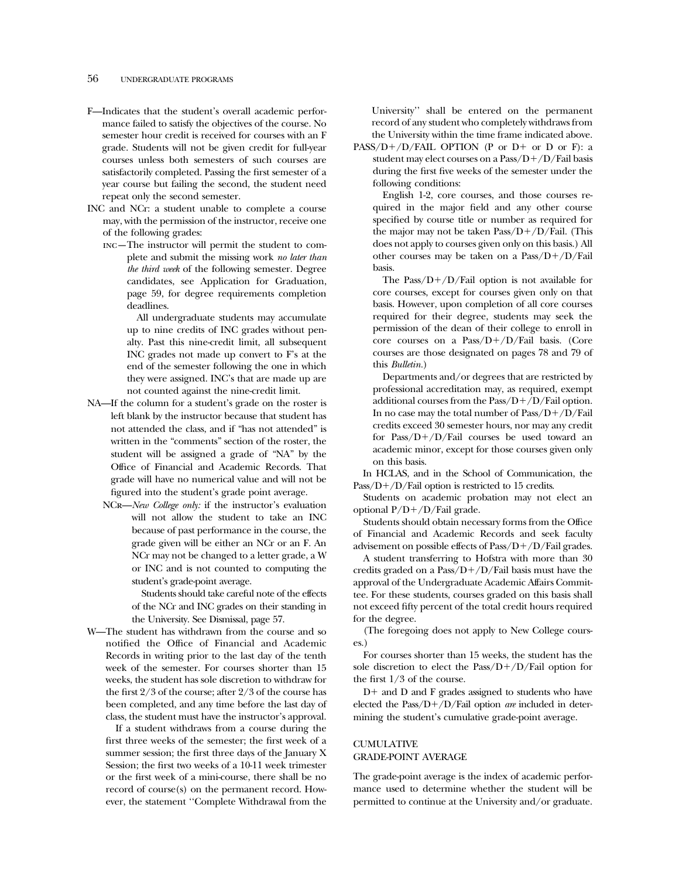F—Indicates that the student's overall academic performance failed to satisfy the objectives of the course. No semester hour credit is received for courses with an F grade. Students will not be given credit for full-year courses unless both semesters of such courses are satisfactorily completed. Passing the first semester of a year course but failing the second, the student need repeat only the second semester.

INC and NCr: a student unable to complete a course may, with the permission of the instructor, receive one of the following grades:

INC—The instructor will permit the student to complete and submit the missing work *no later than the third week* of the following semester. Degree candidates, see Application for Graduation, page 59, for degree requirements completion deadlines.

All undergraduate students may accumulate up to nine credits of INC grades without penalty. Past this nine-credit limit, all subsequent INC grades not made up convert to F's at the end of the semester following the one in which they were assigned. INC's that are made up are not counted against the nine-credit limit.

NA—If the column for a student's grade on the roster is left blank by the instructor because that student has not attended the class, and if "has not attended" is written in the "comments" section of the roster, the student will be assigned a grade of "NA" by the Office of Financial and Academic Records. That grade will have no numerical value and will not be figured into the student's grade point average.

NCr—*New College only:* if the instructor's evaluation will not allow the student to take an INC because of past performance in the course, the grade given will be either an NCr or an F. An NCr may not be changed to a letter grade, a W or INC and is not counted to computing the student's grade-point average.

Students should take careful note of the effects of the NCr and INC grades on their standing in the University. See Dismissal, page 57.

W—The student has withdrawn from the course and so notified the Office of Financial and Academic Records in writing prior to the last day of the tenth week of the semester. For courses shorter than 15 weeks, the student has sole discretion to withdraw for the first 2/3 of the course; after 2/3 of the course has been completed, and any time before the last day of class, the student must have the instructor's approval.

If a student withdraws from a course during the first three weeks of the semester; the first week of a summer session; the first three days of the January X Session; the first two weeks of a 10-11 week trimester or the first week of a mini-course, there shall be no record of course(s) on the permanent record. However, the statement ''Complete Withdrawal from the University'' shall be entered on the permanent record of any student who completely withdraws from the University within the time frame indicated above.

PASS/D+/D/FAIL OPTION (P or D+ or D or F): a student may elect courses on a Pass/D+/D/Fail basis during the first five weeks of the semester under the following conditions:

English 1-2, core courses, and those courses required in the major field and any other course specified by course title or number as required for the major may not be taken Pass/D+/D/Fail. (This does not apply to courses given only on this basis.) All other courses may be taken on a Pass/D+/D/Fail basis.

The Pass/D+/D/Fail option is not available for core courses, except for courses given only on that basis. However, upon completion of all core courses required for their degree, students may seek the permission of the dean of their college to enroll in core courses on a Pass/D+/D/Fail basis. (Core courses are those designated on pages 78 and 79 of this *Bulletin.*)

Departments and/or degrees that are restricted by professional accreditation may, as required, exempt additional courses from the Pass/D+/D/Fail option. In no case may the total number of Pass/D+/D/Fail credits exceed 30 semester hours, nor may any credit for Pass/D+/D/Fail courses be used toward an academic minor, except for those courses given only on this basis.

In HCLAS, and in the School of Communication, the Pass/D+/D/Fail option is restricted to 15 credits.

Students on academic probation may not elect an optional P/D+/D/Fail grade.

Students should obtain necessary forms from the Office of Financial and Academic Records and seek faculty advisement on possible effects of Pass/D+/D/Fail grades.

A student transferring to Hofstra with more than 30 credits graded on a Pass/D+/D/Fail basis must have the approval of the Undergraduate Academic Affairs Committee. For these students, courses graded on this basis shall not exceed fifty percent of the total credit hours required for the degree.

(The foregoing does not apply to New College courses.)

For courses shorter than 15 weeks, the student has the sole discretion to elect the Pass/D+/D/Fail option for the first 1/3 of the course.

D+ and D and F grades assigned to students who have elected the Pass/D+/D/Fail option *are* included in determining the student's cumulative grade-point average.

## CUMULATIVE GRADE-POINT AVERAGE

The grade-point average is the index of academic performance used to determine whether the student will be permitted to continue at the University and/or graduate.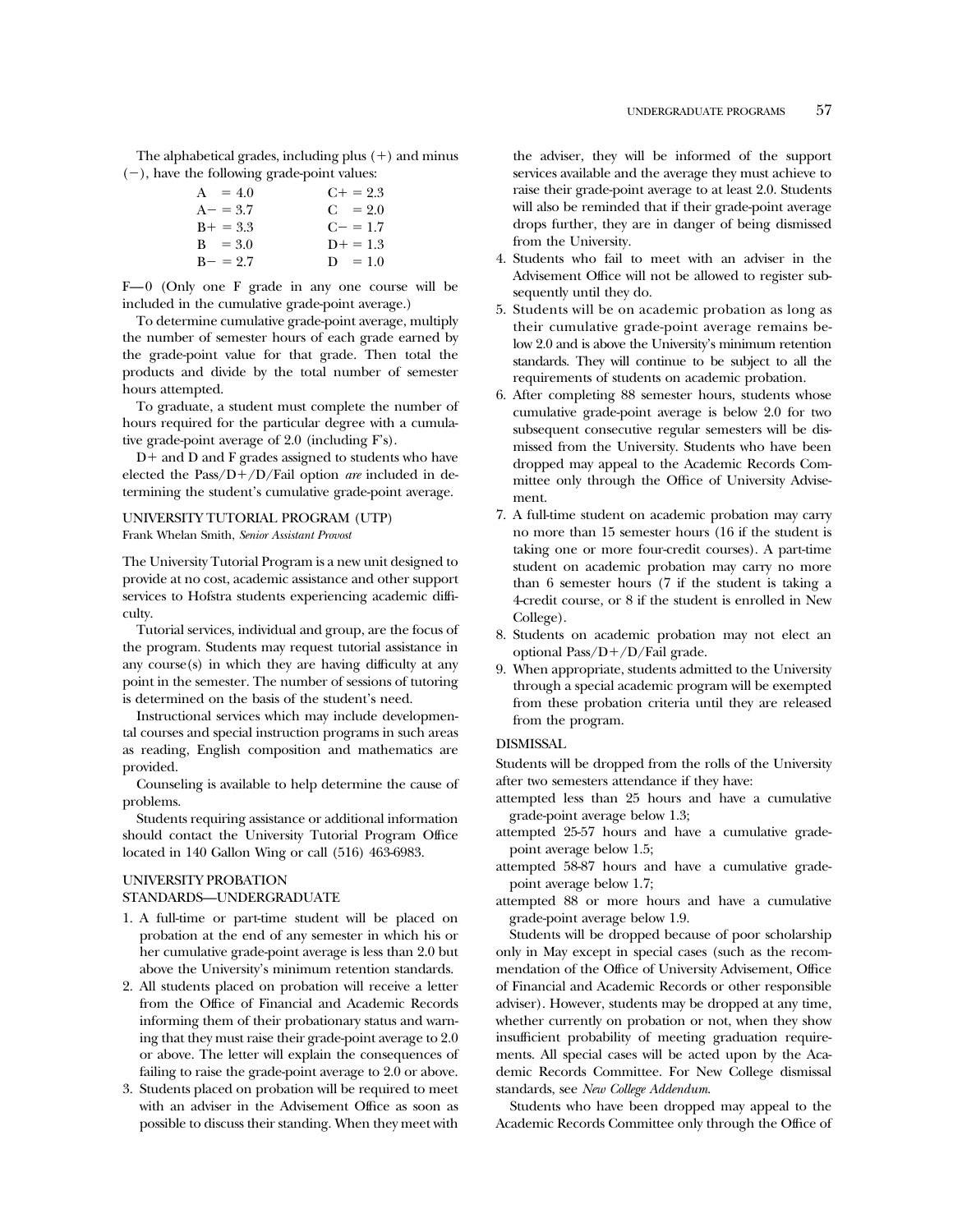The alphabetical grades, including plus (+) and minus (−), have the following grade-point values:

| | |
|---|---|
| A = 4.0 | C+ = 2.3 |
| A− = 3.7 | C = 2.0 |
| B+ = 3.3 | C− = 1.7 |
| B = 3.0 | D+ = 1.3 |
| B− = 2.7 | D = 1.0 |

F—0 (Only one F grade in any one course will be included in the cumulative grade-point average.)

To determine cumulative grade-point average, multiply the number of semester hours of each grade earned by the grade-point value for that grade. Then total the products and divide by the total number of semester hours attempted.

To graduate, a student must complete the number of hours required for the particular degree with a cumulative grade-point average of 2.0 (including F's).

D+ and D and F grades assigned to students who have elected the Pass/D+/D/Fail option *are* included in determining the student's cumulative grade-point average.

## UNIVERSITY TUTORIAL PROGRAM (UTP)

Frank Whelan Smith, *Senior Assistant Provost*

The University Tutorial Program is a new unit designed to provide at no cost, academic assistance and other support services to Hofstra students experiencing academic difficulty.

Tutorial services, individual and group, are the focus of the program. Students may request tutorial assistance in any course(s) in which they are having difficulty at any point in the semester. The number of sessions of tutoring is determined on the basis of the student's need.

Instructional services which may include developmental courses and special instruction programs in such areas as reading, English composition and mathematics are provided.

Counseling is available to help determine the cause of problems.

Students requiring assistance or additional information should contact the University Tutorial Program Office located in 140 Gallon Wing or call (516) 463-6983.

## UNIVERSITY PROBATION STANDARDS—UNDERGRADUATE

1. A full-time or part-time student will be placed on probation at the end of any semester in which his or her cumulative grade-point average is less than 2.0 but above the University's minimum retention standards.
2. All students placed on probation will receive a letter from the Office of Financial and Academic Records informing them of their probationary status and warning that they must raise their grade-point average to 2.0 or above. The letter will explain the consequences of failing to raise the grade-point average to 2.0 or above.
3. Students placed on probation will be required to meet with an adviser in the Advisement Office as soon as possible to discuss their standing. When they meet with the adviser, they will be informed of the support services available and the average they must achieve to raise their grade-point average to at least 2.0. Students will also be reminded that if their grade-point average drops further, they are in danger of being dismissed from the University.
4. Students who fail to meet with an adviser in the Advisement Office will not be allowed to register subsequently until they do.
5. Students will be on academic probation as long as their cumulative grade-point average remains below 2.0 and is above the University's minimum retention standards. They will continue to be subject to all the requirements of students on academic probation.
6. After completing 88 semester hours, students whose cumulative grade-point average is below 2.0 for two subsequent consecutive regular semesters will be dismissed from the University. Students who have been dropped may appeal to the Academic Records Committee only through the Office of University Advisement.
7. A full-time student on academic probation may carry no more than 15 semester hours (16 if the student is taking one or more four-credit courses). A part-time student on academic probation may carry no more than 6 semester hours (7 if the student is taking a 4-credit course, or 8 if the student is enrolled in New College).
8. Students on academic probation may not elect an optional Pass/D+/D/Fail grade.
9. When appropriate, students admitted to the University through a special academic program will be exempted from these probation criteria until they are released from the program.

## DISMISSAL

Students will be dropped from the rolls of the University after two semesters attendance if they have:

attempted less than 25 hours and have a cumulative grade-point average below 1.3;

attempted 25-57 hours and have a cumulative grade-point average below 1.5;

attempted 58-87 hours and have a cumulative grade-point average below 1.7;

attempted 88 or more hours and have a cumulative grade-point average below 1.9.

Students will be dropped because of poor scholarship only in May except in special cases (such as the recommendation of the Office of University Advisement, Office of Financial and Academic Records or other responsible adviser). However, students may be dropped at any time, whether currently on probation or not, when they show insufficient probability of meeting graduation requirements. All special cases will be acted upon by the Academic Records Committee. For New College dismissal standards, see *New College Addendum*.

Students who have been dropped may appeal to the Academic Records Committee only through the Office of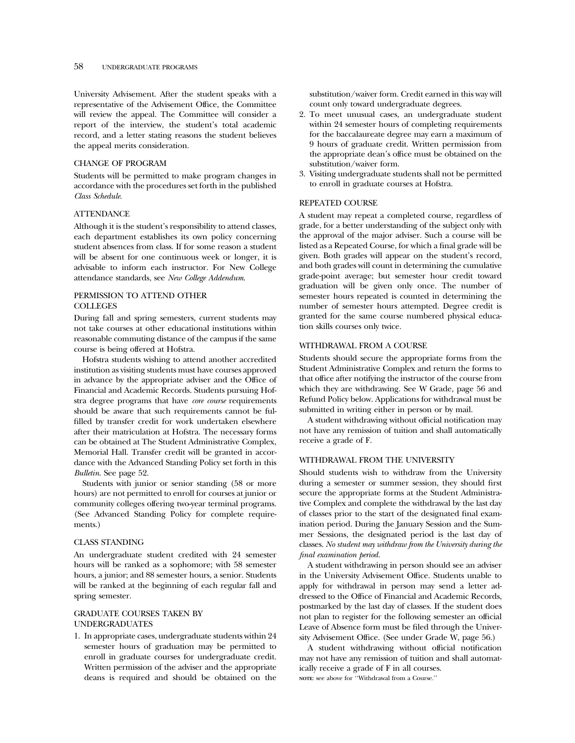University Advisement. After the student speaks with a representative of the Advisement Office, the Committee will review the appeal. The Committee will consider a report of the interview, the student's total academic record, and a letter stating reasons the student believes the appeal merits consideration.

## CHANGE OF PROGRAM

Students will be permitted to make program changes in accordance with the procedures set forth in the published *Class Schedule*.

## ATTENDANCE

Although it is the student's responsibility to attend classes, each department establishes its own policy concerning student absences from class. If for some reason a student will be absent for one continuous week or longer, it is advisable to inform each instructor. For New College attendance standards, see *New College Addendum*.

## PERMISSION TO ATTEND OTHER COLLEGES

During fall and spring semesters, current students may not take courses at other educational institutions within reasonable commuting distance of the campus if the same course is being offered at Hofstra.

Hofstra students wishing to attend another accredited institution as visiting students must have courses approved in advance by the appropriate adviser and the Office of Financial and Academic Records. Students pursuing Hofstra degree programs that have *core course* requirements should be aware that such requirements cannot be fulfilled by transfer credit for work undertaken elsewhere after their matriculation at Hofstra. The necessary forms can be obtained at The Student Administrative Complex, Memorial Hall. Transfer credit will be granted in accordance with the Advanced Standing Policy set forth in this *Bulletin*. See page 52.

Students with junior or senior standing (58 or more hours) are not permitted to enroll for courses at junior or community colleges offering two-year terminal programs. (See Advanced Standing Policy for complete requirements.)

## CLASS STANDING

An undergraduate student credited with 24 semester hours will be ranked as a sophomore; with 58 semester hours, a junior; and 88 semester hours, a senior. Students will be ranked at the beginning of each regular fall and spring semester.

## GRADUATE COURSES TAKEN BY UNDERGRADUATES

1. In appropriate cases, undergraduate students within 24 semester hours of graduation may be permitted to enroll in graduate courses for undergraduate credit. Written permission of the adviser and the appropriate deans is required and should be obtained on the substitution/waiver form. Credit earned in this way will count only toward undergraduate degrees.
2. To meet unusual cases, an undergraduate student within 24 semester hours of completing requirements for the baccalaureate degree may earn a maximum of 9 hours of graduate credit. Written permission from the appropriate dean's office must be obtained on the substitution/waiver form.
3. Visiting undergraduate students shall not be permitted to enroll in graduate courses at Hofstra.

## REPEATED COURSE

A student may repeat a completed course, regardless of grade, for a better understanding of the subject only with the approval of the major adviser. Such a course will be listed as a Repeated Course, for which a final grade will be given. Both grades will appear on the student's record, and both grades will count in determining the cumulative grade-point average; but semester hour credit toward graduation will be given only once. The number of semester hours repeated is counted in determining the number of semester hours attempted. Degree credit is granted for the same course numbered physical education skills courses only twice.

## WITHDRAWAL FROM A COURSE

Students should secure the appropriate forms from the Student Administrative Complex and return the forms to that office after notifying the instructor of the course from which they are withdrawing. See W Grade, page 56 and Refund Policy below. Applications for withdrawal must be submitted in writing either in person or by mail.

A student withdrawing without official notification may not have any remission of tuition and shall automatically receive a grade of F.

## WITHDRAWAL FROM THE UNIVERSITY

Should students wish to withdraw from the University during a semester or summer session, they should first secure the appropriate forms at the Student Administrative Complex and complete the withdrawal by the last day of classes prior to the start of the designated final examination period. During the January Session and the Summer Sessions, the designated period is the last day of classes. *No student may withdraw from the University during the final examination period.*

A student withdrawing in person should see an adviser in the University Advisement Office. Students unable to apply for withdrawal in person may send a letter addressed to the Office of Financial and Academic Records, postmarked by the last day of classes. If the student does not plan to register for the following semester an official Leave of Absence form must be filed through the University Advisement Office. (See under Grade W, page 56.)

A student withdrawing without official notification may not have any remission of tuition and shall automatically receive a grade of F in all courses.

NOTE: see above for "Withdrawal from a Course."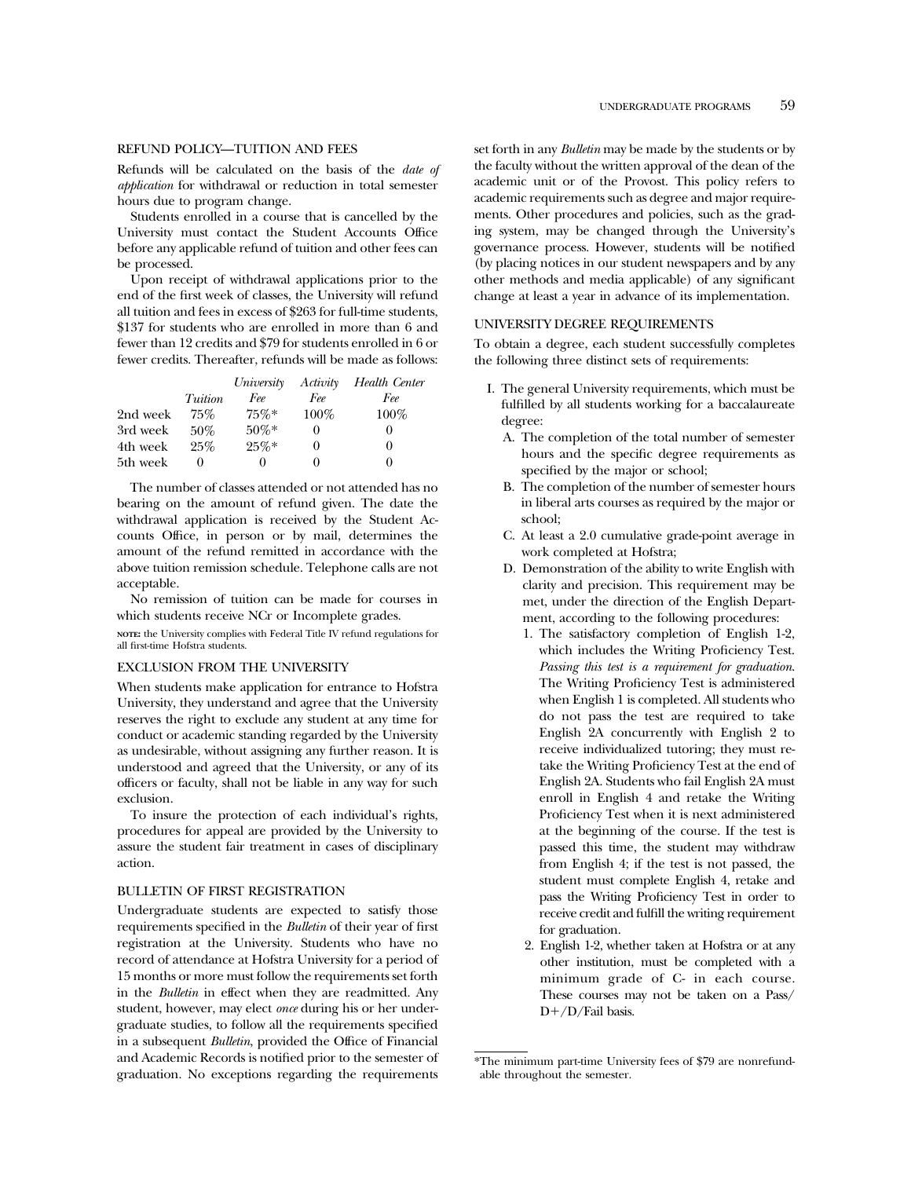## REFUND POLICY—TUITION AND FEES

Refunds will be calculated on the basis of the *date of application* for withdrawal or reduction in total semester hours due to program change.

Students enrolled in a course that is cancelled by the University must contact the Student Accounts Office before any applicable refund of tuition and other fees can be processed.

Upon receipt of withdrawal applications prior to the end of the first week of classes, the University will refund all tuition and fees in excess of $263 for full-time students, $137 for students who are enrolled in more than 6 and fewer than 12 credits and $79 for students enrolled in 6 or fewer credits. Thereafter, refunds will be made as follows:

| | *Tuition* | *University Fee* | *Activity Fee* | *Health Center Fee* |
|---|---|---|---|---|
| 2nd week | 75% | 75%* | 100% | 100% |
| 3rd week | 50% | 50%* | 0 | 0 |
| 4th week | 25% | 25%* | 0 | 0 |
| 5th week | 0 | 0 | 0 | 0 |

The number of classes attended or not attended has no bearing on the amount of refund given. The date the withdrawal application is received by the Student Accounts Office, in person or by mail, determines the amount of the refund remitted in accordance with the above tuition remission schedule. Telephone calls are not acceptable.

No remission of tuition can be made for courses in which students receive NCr or Incomplete grades.

**NOTE:** the University complies with Federal Title IV refund regulations for all first-time Hofstra students.

## EXCLUSION FROM THE UNIVERSITY

When students make application for entrance to Hofstra University, they understand and agree that the University reserves the right to exclude any student at any time for conduct or academic standing regarded by the University as undesirable, without assigning any further reason. It is understood and agreed that the University, or any of its officers or faculty, shall not be liable in any way for such exclusion.

To insure the protection of each individual's rights, procedures for appeal are provided by the University to assure the student fair treatment in cases of disciplinary action.

## BULLETIN OF FIRST REGISTRATION

Undergraduate students are expected to satisfy those requirements specified in the *Bulletin* of their year of first registration at the University. Students who have no record of attendance at Hofstra University for a period of 15 months or more must follow the requirements set forth in the *Bulletin* in effect when they are readmitted. Any student, however, may elect *once* during his or her undergraduate studies, to follow all the requirements specified in a subsequent *Bulletin*, provided the Office of Financial and Academic Records is notified prior to the semester of graduation. No exceptions regarding the requirements set forth in any *Bulletin* may be made by the students or by the faculty without the written approval of the dean of the academic unit or of the Provost. This policy refers to academic requirements such as degree and major requirements. Other procedures and policies, such as the grading system, may be changed through the University's governance process. However, students will be notified (by placing notices in our student newspapers and by any other methods and media applicable) of any significant change at least a year in advance of its implementation.

## UNIVERSITY DEGREE REQUIREMENTS

To obtain a degree, each student successfully completes the following three distinct sets of requirements:

I. The general University requirements, which must be fulfilled by all students working for a baccalaureate degree:

   A. The completion of the total number of semester hours and the specific degree requirements as specified by the major or school;

   B. The completion of the number of semester hours in liberal arts courses as required by the major or school;

   C. At least a 2.0 cumulative grade-point average in work completed at Hofstra;

   D. Demonstration of the ability to write English with clarity and precision. This requirement may be met, under the direction of the English Department, according to the following procedures:

      1. The satisfactory completion of English 1-2, which includes the Writing Proficiency Test. *Passing this test is a requirement for graduation*. The Writing Proficiency Test is administered when English 1 is completed. All students who do not pass the test are required to take English 2A concurrently with English 2 to receive individualized tutoring; they must retake the Writing Proficiency Test at the end of English 2A. Students who fail English 2A must enroll in English 4 and retake the Writing Proficiency Test when it is next administered at the beginning of the course. If the test is passed this time, the student may withdraw from English 4; if the test is not passed, the student must complete English 4, retake and pass the Writing Proficiency Test in order to receive credit and fulfill the writing requirement for graduation.

      2. English 1-2, whether taken at Hofstra or at any other institution, must be completed with a minimum grade of C- in each course. These courses may not be taken on a Pass/D+/D/Fail basis.

*The minimum part-time University fees of $79 are nonrefundable throughout the semester.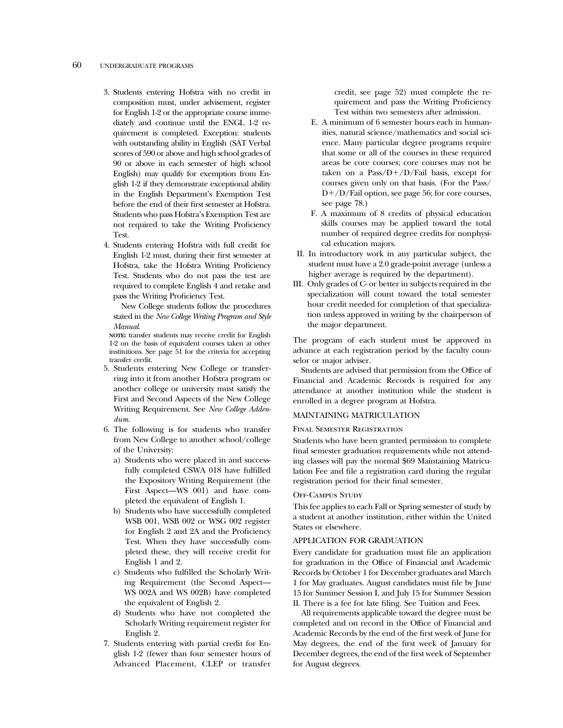3. Students entering Hofstra with no credit in composition must, under advisement, register for English 1-2 or the appropriate course immediately and continue until the ENGL 1-2 requirement is completed. Exception: students with outstanding ability in English (SAT Verbal scores of 590 or above and high school grades of 90 or above in each semester of high school English) may qualify for exemption from English 1-2 if they demonstrate exceptional ability in the English Department's Exemption Test before the end of their first semester at Hofstra. Students who pass Hofstra's Exemption Test are not required to take the Writing Proficiency Test.
4. Students entering Hofstra with full credit for English 1-2 must, during their first semester at Hofstra, take the Hofstra Writing Proficiency Test. Students who do not pass the test are required to complete English 4 and retake and pass the Writing Proficiency Test.

   New College students follow the procedures stated in the *New College Writing Program and Style Manual*.

   **NOTE:** transfer students may receive credit for English 1-2 on the basis of equivalent courses taken at other institutions. See page 51 for the criteria for accepting transfer credit.
5. Students entering New College or transferring into it from another Hofstra program or another college or university must satisfy the First and Second Aspects of the New College Writing Requirement. See *New College Addendum*.
6. The following is for students who transfer from New College to another school/college of the University:
   a) Students who were placed in and successfully completed CSWA 018 have fulfilled the Expository Writing Requirement (the First Aspect—WS 001) and have completed the equivalent of English 1.
   b) Students who have successfully completed WSB 001, WSB 002 or WSG 002 register for English 2 and 2A and the Proficiency Test. When they have successfully completed these, they will receive credit for English 1 and 2.
   c) Students who fulfilled the Scholarly Writing Requirement (the Second Aspect—WS 002A and WS 002B) have completed the equivalent of English 2.
   d) Students who have not completed the Scholarly Writing requirement register for English 2.
7. Students entering with partial credit for English 1-2 (fewer than four semester hours of Advanced Placement, CLEP or transfer credit, see page 52) must complete the requirement and pass the Writing Proficiency Test within two semesters after admission.

E. A minimum of 6 semester hours each in humanities, natural science/mathematics and social science. Many particular degree programs require that some or all of the courses in these required areas be core courses; core courses may not be taken on a Pass/D+/D/Fail basis, except for courses given only on that basis. (For the Pass/D+/D/Fail option, see page 56; for core courses, see page 78.)

F. A maximum of 8 credits of physical education skills courses may be applied toward the total number of required degree credits for nonphysical education majors.

II. In introductory work in any particular subject, the student must have a 2.0 grade-point average (unless a higher average is required by the department).

III. Only grades of C- or better in subjects required in the specialization will count toward the total semester hour credit needed for completion of that specialization unless approved in writing by the chairperson of the major department.

The program of each student must be approved in advance at each registration period by the faculty counselor or major adviser.

Students are advised that permission from the Office of Financial and Academic Records is required for any attendance at another institution while the student is enrolled in a degree program at Hofstra.

## MAINTAINING MATRICULATION

### Final Semester Registration

Students who have been granted permission to complete final semester graduation requirements while not attending classes will pay the normal $69 Maintaining Matriculation Fee and file a registration card during the regular registration period for their final semester.

### Off-Campus Study

This fee applies to each Fall or Spring semester of study by a student at another institution, either within the United States or elsewhere.

## APPLICATION FOR GRADUATION

Every candidate for graduation must file an application for graduation in the Office of Financial and Academic Records by October 1 for December graduates and March 1 for May graduates. August candidates must file by June 15 for Summer Session I, and July 15 for Summer Session II. There is a fee for late filing. See Tuition and Fees.

All requirements applicable toward the degree must be completed and on record in the Office of Financial and Academic Records by the end of the first week of June for May degrees, the end of the first week of January for December degrees, the end of the first week of September for August degrees.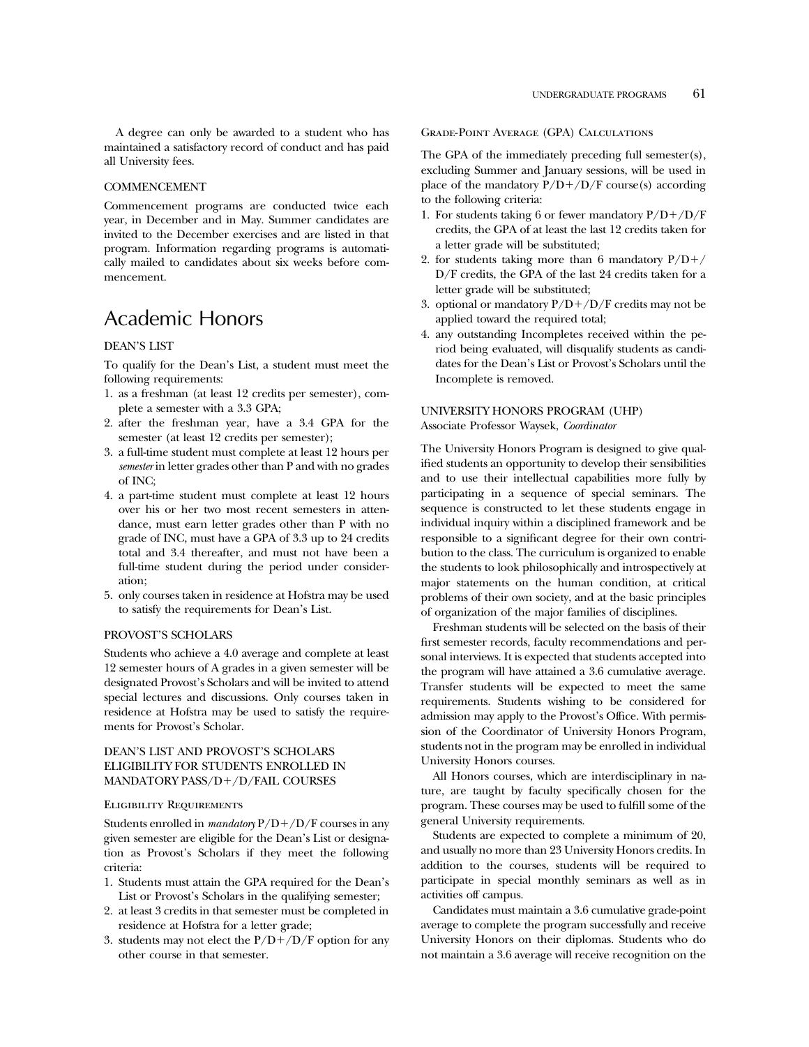A degree can only be awarded to a student who has maintained a satisfactory record of conduct and has paid all University fees.

### COMMENCEMENT

Commencement programs are conducted twice each year, in December and in May. Summer candidates are invited to the December exercises and are listed in that program. Information regarding programs is automatically mailed to candidates about six weeks before commencement.

## Academic Honors

### DEAN'S LIST

To qualify for the Dean's List, a student must meet the following requirements:

1. as a freshman (at least 12 credits per semester), complete a semester with a 3.3 GPA;
2. after the freshman year, have a 3.4 GPA for the semester (at least 12 credits per semester);
3. a full-time student must complete at least 12 hours per *semester* in letter grades other than P and with no grades of INC;
4. a part-time student must complete at least 12 hours over his or her two most recent semesters in attendance, must earn letter grades other than P with no grade of INC, must have a GPA of 3.3 up to 24 credits total and 3.4 thereafter, and must not have been a full-time student during the period under consideration;
5. only courses taken in residence at Hofstra may be used to satisfy the requirements for Dean's List.

### PROVOST'S SCHOLARS

Students who achieve a 4.0 average and complete at least 12 semester hours of A grades in a given semester will be designated Provost's Scholars and will be invited to attend special lectures and discussions. Only courses taken in residence at Hofstra may be used to satisfy the requirements for Provost's Scholar.

### DEAN'S LIST AND PROVOST'S SCHOLARS ELIGIBILITY FOR STUDENTS ENROLLED IN MANDATORY PASS/D+/D/FAIL COURSES

#### Eligibility Requirements

Students enrolled in *mandatory* P/D+/D/F courses in any given semester are eligible for the Dean's List or designation as Provost's Scholars if they meet the following criteria:

1. Students must attain the GPA required for the Dean's List or Provost's Scholars in the qualifying semester;
2. at least 3 credits in that semester must be completed in residence at Hofstra for a letter grade;
3. students may not elect the P/D+/D/F option for any other course in that semester.

#### Grade-Point Average (GPA) Calculations

The GPA of the immediately preceding full semester(s), excluding Summer and January sessions, will be used in place of the mandatory P/D+/D/F course(s) according to the following criteria:

1. For students taking 6 or fewer mandatory P/D+/D/F credits, the GPA of at least the last 12 credits taken for a letter grade will be substituted;
2. for students taking more than 6 mandatory P/D+/D/F credits, the GPA of the last 24 credits taken for a letter grade will be substituted;
3. optional or mandatory P/D+/D/F credits may not be applied toward the required total;
4. any outstanding Incompletes received within the period being evaluated, will disqualify students as candidates for the Dean's List or Provost's Scholars until the Incomplete is removed.

### UNIVERSITY HONORS PROGRAM (UHP)

Associate Professor Waysek, *Coordinator*

The University Honors Program is designed to give qualified students an opportunity to develop their sensibilities and to use their intellectual capabilities more fully by participating in a sequence of special seminars. The sequence is constructed to let these students engage in individual inquiry within a disciplined framework and be responsible to a significant degree for their own contribution to the class. The curriculum is organized to enable the students to look philosophically and introspectively at major statements on the human condition, at critical problems of their own society, and at the basic principles of organization of the major families of disciplines.

Freshman students will be selected on the basis of their first semester records, faculty recommendations and personal interviews. It is expected that students accepted into the program will have attained a 3.6 cumulative average. Transfer students will be expected to meet the same requirements. Students wishing to be considered for admission may apply to the Provost's Office. With permission of the Coordinator of University Honors Program, students not in the program may be enrolled in individual University Honors courses.

All Honors courses, which are interdisciplinary in nature, are taught by faculty specifically chosen for the program. These courses may be used to fulfill some of the general University requirements.

Students are expected to complete a minimum of 20, and usually no more than 23 University Honors credits. In addition to the courses, students will be required to participate in special monthly seminars as well as in activities off campus.

Candidates must maintain a 3.6 cumulative grade-point average to complete the program successfully and receive University Honors on their diplomas. Students who do not maintain a 3.6 average will receive recognition on the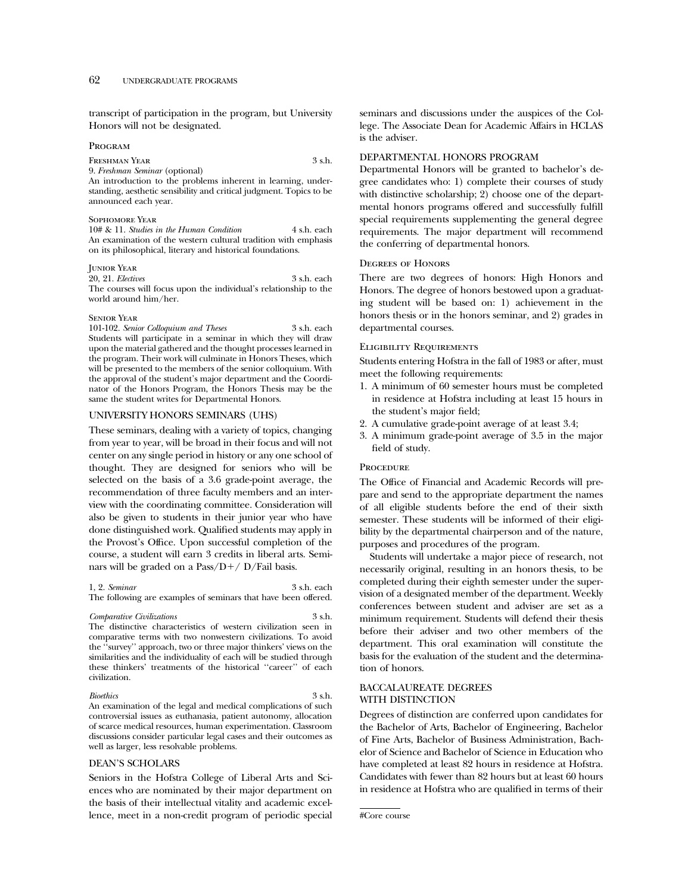transcript of participation in the program, but University Honors will not be designated.

### Program

**Freshman Year** 3 s.h.

9. *Freshman Seminar* (optional)

An introduction to the problems inherent in learning, understanding, aesthetic sensibility and critical judgment. Topics to be announced each year.

**Sophomore Year**

10# & 11. *Studies in the Human Condition* 4 s.h. each

An examination of the western cultural tradition with emphasis on its philosophical, literary and historical foundations.

**Junior Year**

20, 21. *Electives* 3 s.h. each

The courses will focus upon the individual's relationship to the world around him/her.

**Senior Year**

101-102. *Senior Colloquium and Theses* 3 s.h. each

Students will participate in a seminar in which they will draw upon the material gathered and the thought processes learned in the program. Their work will culminate in Honors Theses, which will be presented to the members of the senior colloquium. With the approval of the student's major department and the Coordinator of the Honors Program, the Honors Thesis may be the same the student writes for Departmental Honors.

## UNIVERSITY HONORS SEMINARS (UHS)

These seminars, dealing with a variety of topics, changing from year to year, will be broad in their focus and will not center on any single period in history or any one school of thought. They are designed for seniors who will be selected on the basis of a 3.6 grade-point average, the recommendation of three faculty members and an interview with the coordinating committee. Consideration will also be given to students in their junior year who have done distinguished work. Qualified students may apply in the Provost's Office. Upon successful completion of the course, a student will earn 3 credits in liberal arts. Seminars will be graded on a Pass/D+/ D/Fail basis.

1, 2. *Seminar* 3 s.h. each

The following are examples of seminars that have been offered.

*Comparative Civilizations* 3 s.h.

The distinctive characteristics of western civilization seen in comparative terms with two nonwestern civilizations. To avoid the "survey" approach, two or three major thinkers' views on the similarities and the individuality of each will be studied through these thinkers' treatments of the historical "career" of each civilization.

*Bioethics* 3 s.h.

An examination of the legal and medical complications of such controversial issues as euthanasia, patient autonomy, allocation of scarce medical resources, human experimentation. Classroom discussions consider particular legal cases and their outcomes as well as larger, less resolvable problems.

## DEAN'S SCHOLARS

Seniors in the Hofstra College of Liberal Arts and Sciences who are nominated by their major department on the basis of their intellectual vitality and academic excellence, meet in a non-credit program of periodic special seminars and discussions under the auspices of the College. The Associate Dean for Academic Affairs in HCLAS is the adviser.

## DEPARTMENTAL HONORS PROGRAM

Departmental Honors will be granted to bachelor's degree candidates who: 1) complete their courses of study with distinctive scholarship; 2) choose one of the departmental honors programs offered and successfully fulfill special requirements supplementing the general degree requirements. The major department will recommend the conferring of departmental honors.

### Degrees of Honors

There are two degrees of honors: High Honors and Honors. The degree of honors bestowed upon a graduating student will be based on: 1) achievement in the honors thesis or in the honors seminar, and 2) grades in departmental courses.

### Eligibility Requirements

Students entering Hofstra in the fall of 1983 or after, must meet the following requirements:

1. A minimum of 60 semester hours must be completed in residence at Hofstra including at least 15 hours in the student's major field;
2. A cumulative grade-point average of at least 3.4;
3. A minimum grade-point average of 3.5 in the major field of study.

### Procedure

The Office of Financial and Academic Records will prepare and send to the appropriate department the names of all eligible students before the end of their sixth semester. These students will be informed of their eligibility by the departmental chairperson and of the nature, purposes and procedures of the program.

Students will undertake a major piece of research, not necessarily original, resulting in an honors thesis, to be completed during their eighth semester under the supervision of a designated member of the department. Weekly conferences between student and adviser are set as a minimum requirement. Students will defend their thesis before their adviser and two other members of the department. This oral examination will constitute the basis for the evaluation of the student and the determination of honors.

## BACCALAUREATE DEGREES WITH DISTINCTION

Degrees of distinction are conferred upon candidates for the Bachelor of Arts, Bachelor of Engineering, Bachelor of Fine Arts, Bachelor of Business Administration, Bachelor of Science and Bachelor of Science in Education who have completed at least 82 hours in residence at Hofstra. Candidates with fewer than 82 hours but at least 60 hours in residence at Hofstra who are qualified in terms of their

---

#Core course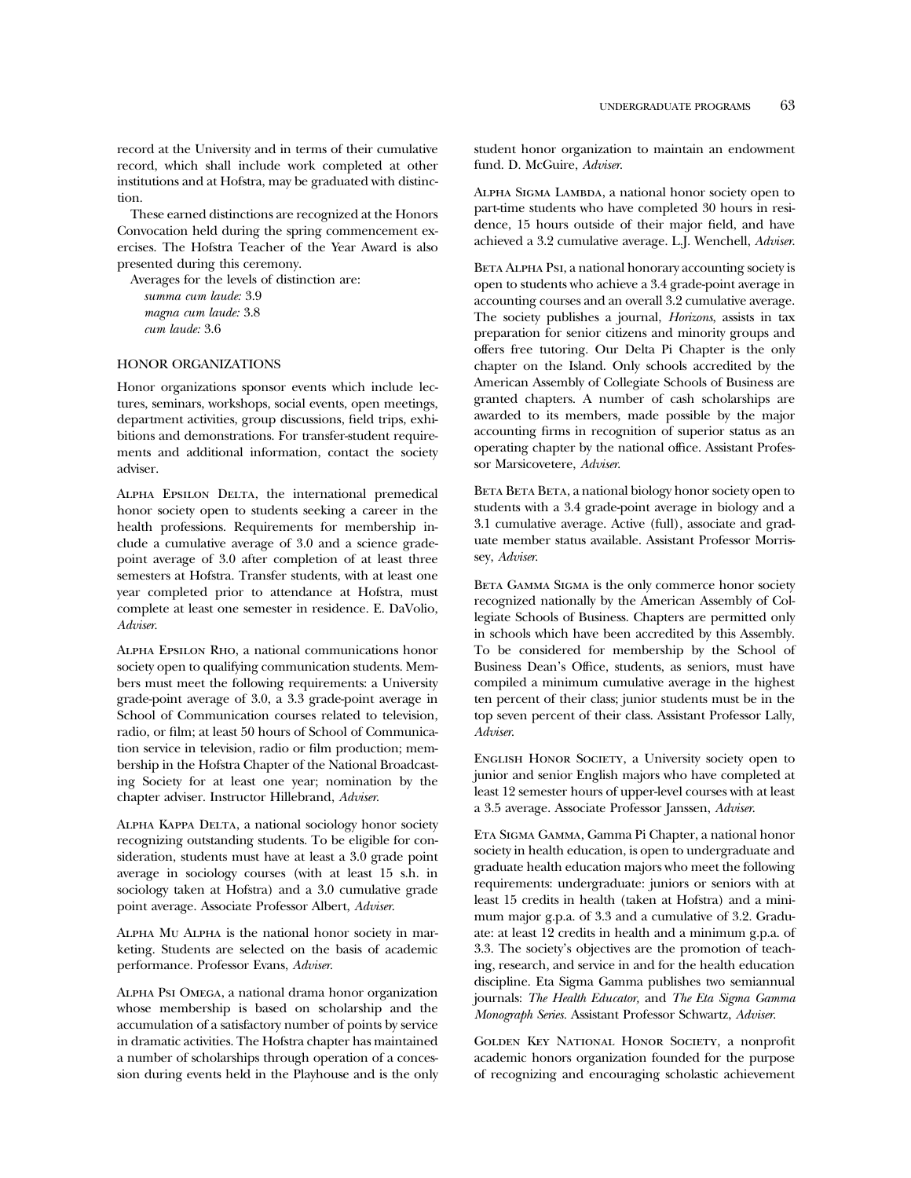record at the University and in terms of their cumulative record, which shall include work completed at other institutions and at Hofstra, may be graduated with distinction.

These earned distinctions are recognized at the Honors Convocation held during the spring commencement exercises. The Hofstra Teacher of the Year Award is also presented during this ceremony.

Averages for the levels of distinction are:

*summa cum laude:* 3.9
*magna cum laude:* 3.8
*cum laude:* 3.6

## HONOR ORGANIZATIONS

Honor organizations sponsor events which include lectures, seminars, workshops, social events, open meetings, department activities, group discussions, field trips, exhibitions and demonstrations. For transfer-student requirements and additional information, contact the society adviser.

Alpha Epsilon Delta, the international premedical honor society open to students seeking a career in the health professions. Requirements for membership include a cumulative average of 3.0 and a science grade-point average of 3.0 after completion of at least three semesters at Hofstra. Transfer students, with at least one year completed prior to attendance at Hofstra, must complete at least one semester in residence. E. DaVolio, *Adviser.*

Alpha Epsilon Rho, a national communications honor society open to qualifying communication students. Members must meet the following requirements: a University grade-point average of 3.0, a 3.3 grade-point average in School of Communication courses related to television, radio, or film; at least 50 hours of School of Communication service in television, radio or film production; membership in the Hofstra Chapter of the National Broadcasting Society for at least one year; nomination by the chapter adviser. Instructor Hillebrand, *Adviser.*

Alpha Kappa Delta, a national sociology honor society recognizing outstanding students. To be eligible for consideration, students must have at least a 3.0 grade point average in sociology courses (with at least 15 s.h. in sociology taken at Hofstra) and a 3.0 cumulative grade point average. Associate Professor Albert, *Adviser.*

Alpha Mu Alpha is the national honor society in marketing. Students are selected on the basis of academic performance. Professor Evans, *Adviser.*

Alpha Psi Omega, a national drama honor organization whose membership is based on scholarship and the accumulation of a satisfactory number of points by service in dramatic activities. The Hofstra chapter has maintained a number of scholarships through operation of a concession during events held in the Playhouse and is the only student honor organization to maintain an endowment fund. D. McGuire, *Adviser.*

Alpha Sigma Lambda, a national honor society open to part-time students who have completed 30 hours in residence, 15 hours outside of their major field, and have achieved a 3.2 cumulative average. L.J. Wenchell, *Adviser.*

Beta Alpha Psi, a national honorary accounting society is open to students who achieve a 3.4 grade-point average in accounting courses and an overall 3.2 cumulative average. The society publishes a journal, *Horizons*, assists in tax preparation for senior citizens and minority groups and offers free tutoring. Our Delta Pi Chapter is the only chapter on the Island. Only schools accredited by the American Assembly of Collegiate Schools of Business are granted chapters. A number of cash scholarships are awarded to its members, made possible by the major accounting firms in recognition of superior status as an operating chapter by the national office. Assistant Professor Marsicovetere, *Adviser.*

Beta Beta Beta, a national biology honor society open to students with a 3.4 grade-point average in biology and a 3.1 cumulative average. Active (full), associate and graduate member status available. Assistant Professor Morrissey, *Adviser.*

Beta Gamma Sigma is the only commerce honor society recognized nationally by the American Assembly of Collegiate Schools of Business. Chapters are permitted only in schools which have been accredited by this Assembly. To be considered for membership by the School of Business Dean's Office, students, as seniors, must have compiled a minimum cumulative average in the highest ten percent of their class; junior students must be in the top seven percent of their class. Assistant Professor Lally, *Adviser.*

English Honor Society, a University society open to junior and senior English majors who have completed at least 12 semester hours of upper-level courses with at least a 3.5 average. Associate Professor Janssen, *Adviser.*

Eta Sigma Gamma, Gamma Pi Chapter, a national honor society in health education, is open to undergraduate and graduate health education majors who meet the following requirements: undergraduate: juniors or seniors with at least 15 credits in health (taken at Hofstra) and a minimum major g.p.a. of 3.3 and a cumulative of 3.2. Graduate: at least 12 credits in health and a minimum g.p.a. of 3.3. The society's objectives are the promotion of teaching, research, and service in and for the health education discipline. Eta Sigma Gamma publishes two semiannual journals: *The Health Educator,* and *The Eta Sigma Gamma Monograph Series.* Assistant Professor Schwartz, *Adviser.*

Golden Key National Honor Society, a nonprofit academic honors organization founded for the purpose of recognizing and encouraging scholastic achievement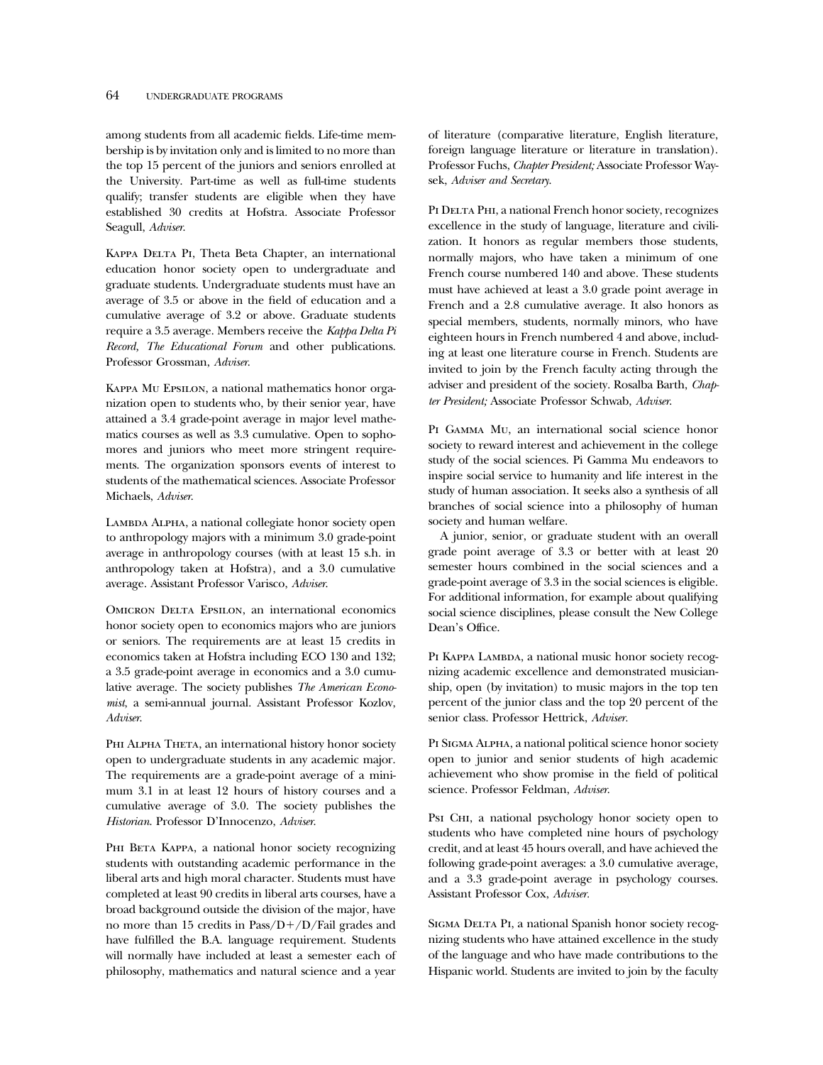among students from all academic fields. Life-time membership is by invitation only and is limited to no more than the top 15 percent of the juniors and seniors enrolled at the University. Part-time as well as full-time students qualify; transfer students are eligible when they have established 30 credits at Hofstra. Associate Professor Seagull, *Adviser.*

Kappa Delta Pi, Theta Beta Chapter, an international education honor society open to undergraduate and graduate students. Undergraduate students must have an average of 3.5 or above in the field of education and a cumulative average of 3.2 or above. Graduate students require a 3.5 average. Members receive the *Kappa Delta Pi Record, The Educational Forum* and other publications. Professor Grossman, *Adviser.*

Kappa Mu Epsilon, a national mathematics honor organization open to students who, by their senior year, have attained a 3.4 grade-point average in major level mathematics courses as well as 3.3 cumulative. Open to sophomores and juniors who meet more stringent requirements. The organization sponsors events of interest to students of the mathematical sciences. Associate Professor Michaels, *Adviser.*

Lambda Alpha, a national collegiate honor society open to anthropology majors with a minimum 3.0 grade-point average in anthropology courses (with at least 15 s.h. in anthropology taken at Hofstra), and a 3.0 cumulative average. Assistant Professor Varisco, *Adviser.*

Omicron Delta Epsilon, an international economics honor society open to economics majors who are juniors or seniors. The requirements are at least 15 credits in economics taken at Hofstra including ECO 130 and 132; a 3.5 grade-point average in economics and a 3.0 cumulative average. The society publishes *The American Economist*, a semi-annual journal. Assistant Professor Kozlov, *Adviser.*

Phi Alpha Theta, an international history honor society open to undergraduate students in any academic major. The requirements are a grade-point average of a minimum 3.1 in at least 12 hours of history courses and a cumulative average of 3.0. The society publishes the *Historian*. Professor D'Innocenzo, *Adviser.*

Phi Beta Kappa, a national honor society recognizing students with outstanding academic performance in the liberal arts and high moral character. Students must have completed at least 90 credits in liberal arts courses, have a broad background outside the division of the major, have no more than 15 credits in Pass/D+/D/Fail grades and have fulfilled the B.A. language requirement. Students will normally have included at least a semester each of philosophy, mathematics and natural science and a year of literature (comparative literature, English literature, foreign language literature or literature in translation). Professor Fuchs, *Chapter President;* Associate Professor Waysek, *Adviser and Secretary.*

Pi Delta Phi, a national French honor society, recognizes excellence in the study of language, literature and civilization. It honors as regular members those students, normally majors, who have taken a minimum of one French course numbered 140 and above. These students must have achieved at least a 3.0 grade point average in French and a 2.8 cumulative average. It also honors as special members, students, normally minors, who have eighteen hours in French numbered 4 and above, including at least one literature course in French. Students are invited to join by the French faculty acting through the adviser and president of the society. Rosalba Barth, *Chapter President;* Associate Professor Schwab, *Adviser.*

Pi Gamma Mu, an international social science honor society to reward interest and achievement in the college study of the social sciences. Pi Gamma Mu endeavors to inspire social service to humanity and life interest in the study of human association. It seeks also a synthesis of all branches of social science into a philosophy of human society and human welfare.

A junior, senior, or graduate student with an overall grade point average of 3.3 or better with at least 20 semester hours combined in the social sciences and a grade-point average of 3.3 in the social sciences is eligible. For additional information, for example about qualifying social science disciplines, please consult the New College Dean's Office.

Pi Kappa Lambda, a national music honor society recognizing academic excellence and demonstrated musicianship, open (by invitation) to music majors in the top ten percent of the junior class and the top 20 percent of the senior class. Professor Hettrick, *Adviser.*

Pi Sigma Alpha, a national political science honor society open to junior and senior students of high academic achievement who show promise in the field of political science. Professor Feldman, *Adviser.*

Psi Chi, a national psychology honor society open to students who have completed nine hours of psychology credit, and at least 45 hours overall, and have achieved the following grade-point averages: a 3.0 cumulative average, and a 3.3 grade-point average in psychology courses. Assistant Professor Cox, *Adviser.*

Sigma Delta Pi, a national Spanish honor society recognizing students who have attained excellence in the study of the language and who have made contributions to the Hispanic world. Students are invited to join by the faculty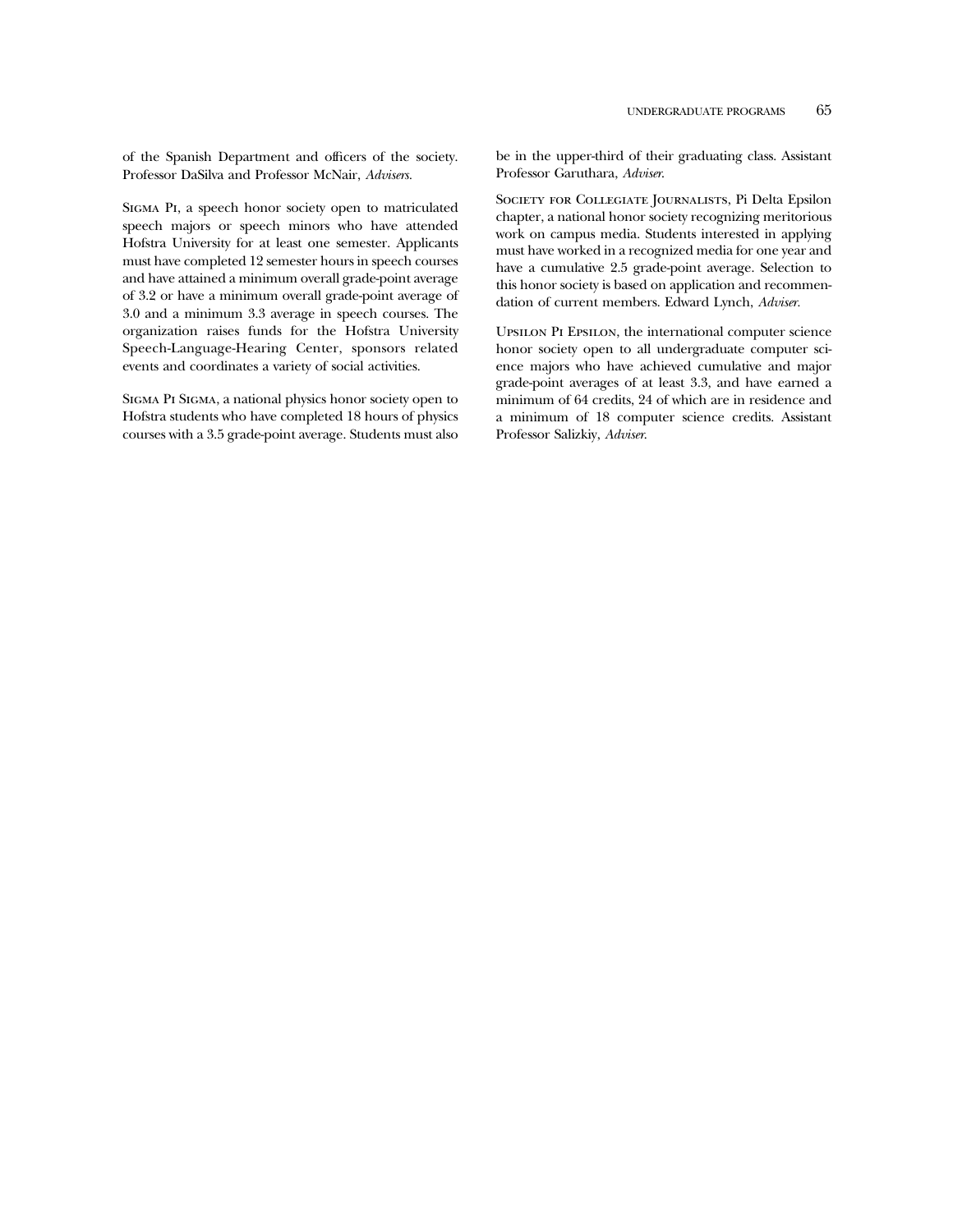of the Spanish Department and officers of the society. Professor DaSilva and Professor McNair, *Advisers.*

SIGMA PI, a speech honor society open to matriculated speech majors or speech minors who have attended Hofstra University for at least one semester. Applicants must have completed 12 semester hours in speech courses and have attained a minimum overall grade-point average of 3.2 or have a minimum overall grade-point average of 3.0 and a minimum 3.3 average in speech courses. The organization raises funds for the Hofstra University Speech-Language-Hearing Center, sponsors related events and coordinates a variety of social activities.

SIGMA PI SIGMA, a national physics honor society open to Hofstra students who have completed 18 hours of physics courses with a 3.5 grade-point average. Students must also be in the upper-third of their graduating class. Assistant Professor Garuthara, *Adviser.*

SOCIETY FOR COLLEGIATE JOURNALISTS, Pi Delta Epsilon chapter, a national honor society recognizing meritorious work on campus media. Students interested in applying must have worked in a recognized media for one year and have a cumulative 2.5 grade-point average. Selection to this honor society is based on application and recommendation of current members. Edward Lynch, *Adviser.*

UPSILON PI EPSILON, the international computer science honor society open to all undergraduate computer science majors who have achieved cumulative and major grade-point averages of at least 3.3, and have earned a minimum of 64 credits, 24 of which are in residence and a minimum of 18 computer science credits. Assistant Professor Salizkiy, *Adviser.*